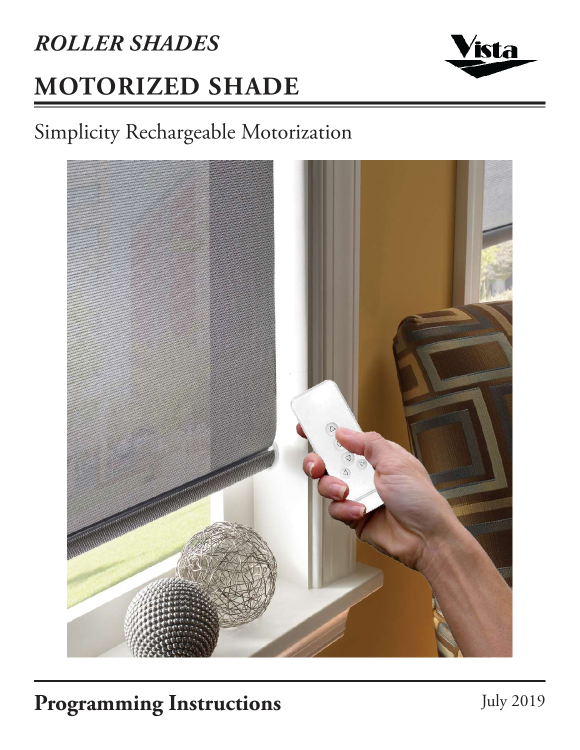*ROLLER SHADES*

# MOTORIZED SHADE

Vista

## Simplicity Rechargeable Motorization

**Programming Instructions**

July 2019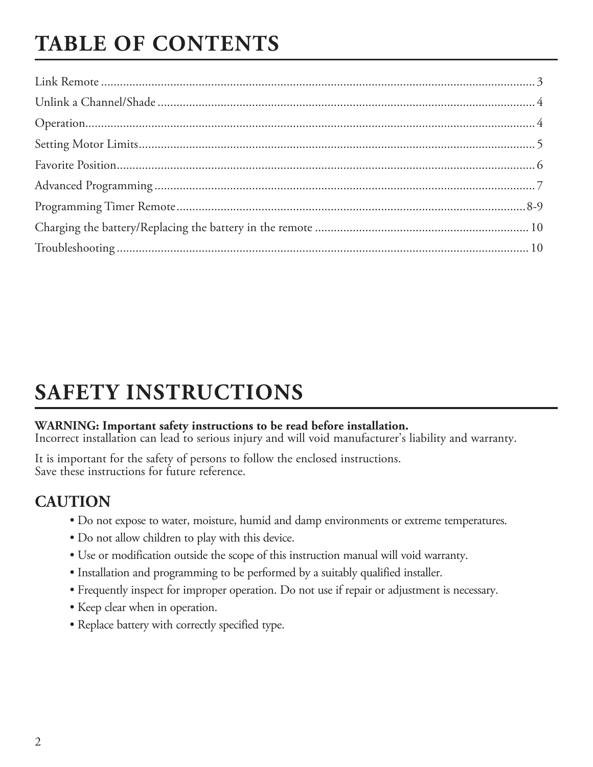# TABLE OF CONTENTS

| Section | Page |
|---|---|
| Link Remote | 3 |
| Unlink a Channel/Shade | 4 |
| Operation | 4 |
| Setting Motor Limits | 5 |
| Favorite Position | 6 |
| Advanced Programming | 7 |
| Programming Timer Remote | 8-9 |
| Charging the battery/Replacing the battery in the remote | 10 |
| Troubleshooting | 10 |

# SAFETY INSTRUCTIONS

**WARNING: Important safety instructions to be read before installation.**
Incorrect installation can lead to serious injury and will void manufacturer's liability and warranty.

It is important for the safety of persons to follow the enclosed instructions.
Save these instructions for future reference.

## CAUTION

- Do not expose to water, moisture, humid and damp environments or extreme temperatures.
- Do not allow children to play with this device.
- Use or modification outside the scope of this instruction manual will void warranty.
- Installation and programming to be performed by a suitably qualified installer.
- Frequently inspect for improper operation. Do not use if repair or adjustment is necessary.
- Keep clear when in operation.
- Replace battery with correctly specified type.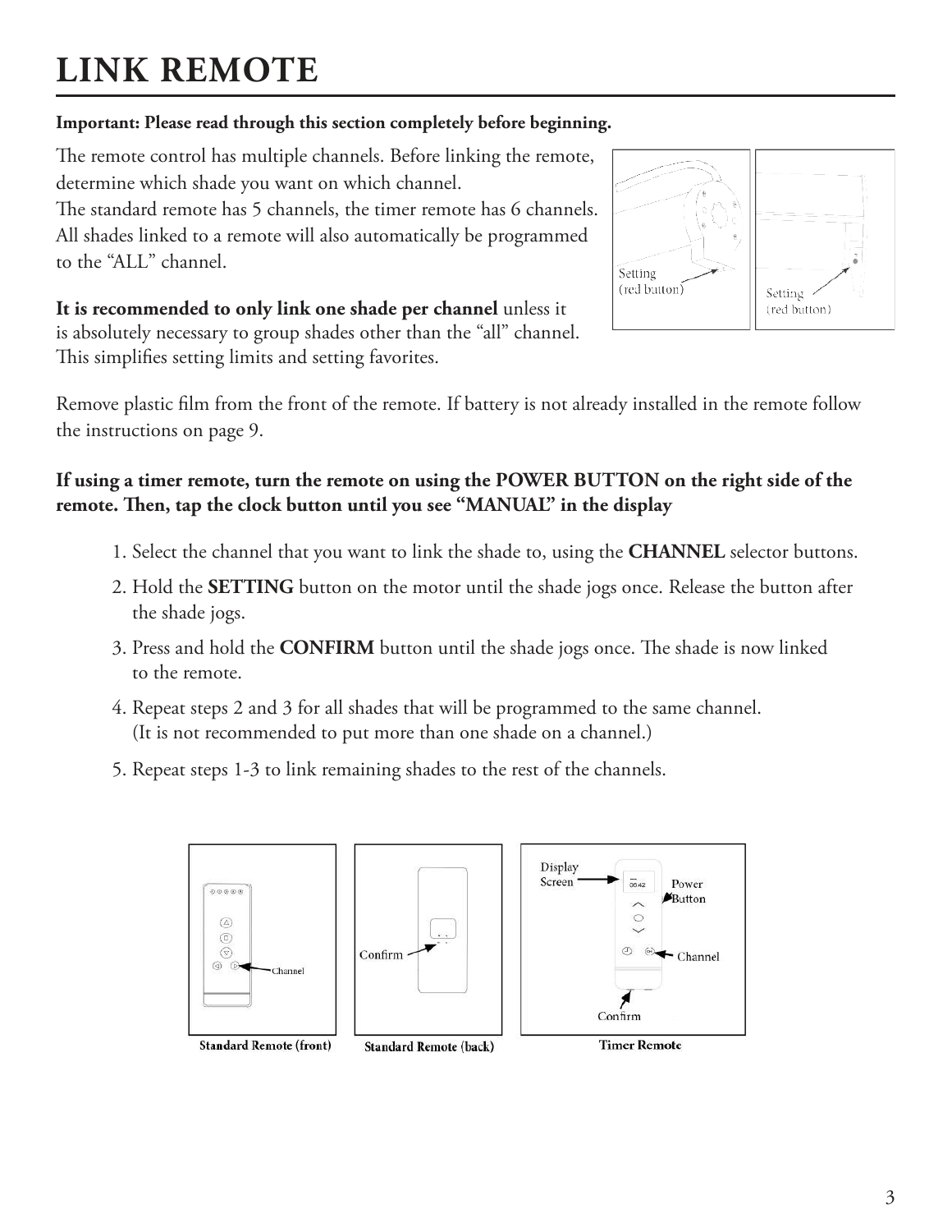# LINK REMOTE

**Important: Please read through this section completely before beginning.**

The remote control has multiple channels. Before linking the remote, determine which shade you want on which channel.
The standard remote has 5 channels, the timer remote has 6 channels. All shades linked to a remote will also automatically be programmed to the "ALL" channel.

**It is recommended to only link one shade per channel** unless it is absolutely necessary to group shades other than the "all" channel. This simplifies setting limits and setting favorites.

Remove plastic film from the front of the remote. If battery is not already installed in the remote follow the instructions on page 9.

**If using a timer remote, turn the remote on using the POWER BUTTON on the right side of the remote. Then, tap the clock button until you see "MANUAL" in the display**

1. Select the channel that you want to link the shade to, using the **CHANNEL** selector buttons.
2. Hold the **SETTING** button on the motor until the shade jogs once. Release the button after the shade jogs.
3. Press and hold the **CONFIRM** button until the shade jogs once. The shade is now linked to the remote.
4. Repeat steps 2 and 3 for all shades that will be programmed to the same channel. (It is not recommended to put more than one shade on a channel.)
5. Repeat steps 1-3 to link remaining shades to the rest of the channels.

**Standard Remote (front)**

**Standard Remote (back)**

**Timer Remote**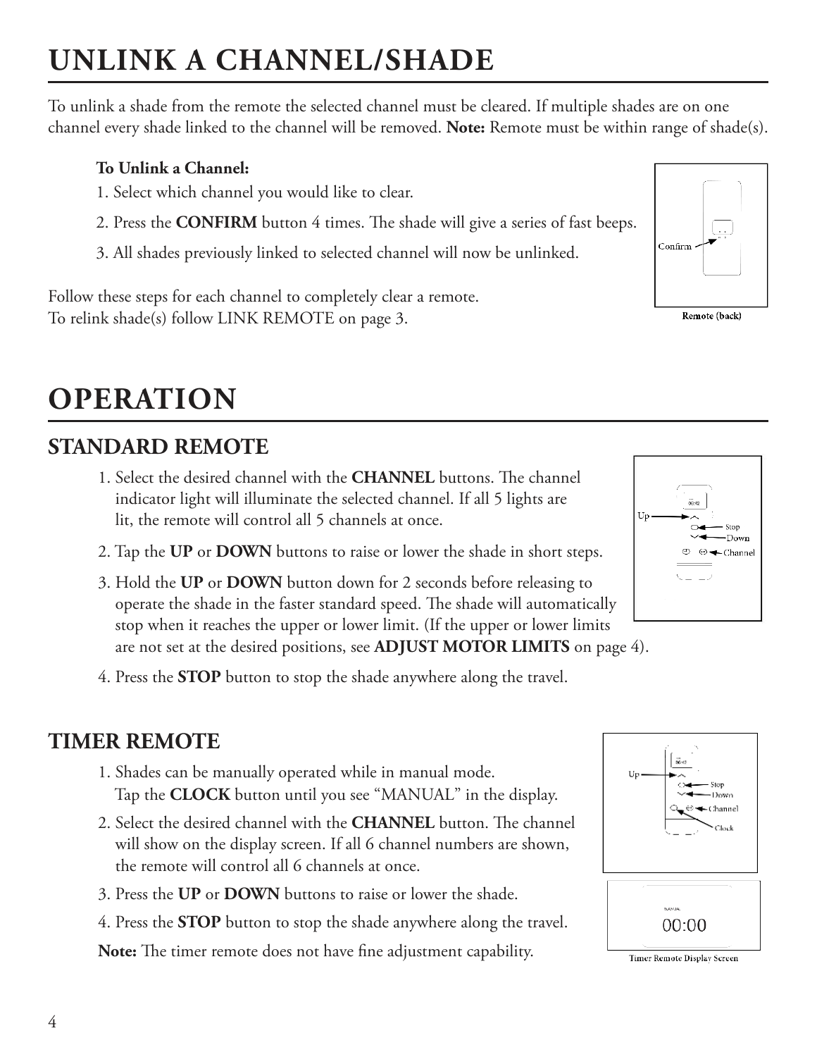# UNLINK A CHANNEL/SHADE

To unlink a shade from the remote the selected channel must be cleared. If multiple shades are on one channel every shade linked to the channel will be removed. **Note:** Remote must be within range of shade(s).

**To Unlink a Channel:**

1. Select which channel you would like to clear.
2. Press the **CONFIRM** button 4 times. The shade will give a series of fast beeps.
3. All shades previously linked to selected channel will now be unlinked.

Follow these steps for each channel to completely clear a remote.
To relink shade(s) follow LINK REMOTE on page 3.

Confirm

Remote (back)

# OPERATION

## STANDARD REMOTE

1. Select the desired channel with the **CHANNEL** buttons. The channel indicator light will illuminate the selected channel. If all 5 lights are lit, the remote will control all 5 channels at once.
2. Tap the **UP** or **DOWN** buttons to raise or lower the shade in short steps.
3. Hold the **UP** or **DOWN** button down for 2 seconds before releasing to operate the shade in the faster standard speed. The shade will automatically stop when it reaches the upper or lower limit. (If the upper or lower limits are not set at the desired positions, see **ADJUST MOTOR LIMITS** on page 4).
4. Press the **STOP** button to stop the shade anywhere along the travel.

Up, Stop, Down, Channel

## TIMER REMOTE

1. Shades can be manually operated while in manual mode.
   Tap the **CLOCK** button until you see "MANUAL" in the display.
2. Select the desired channel with the **CHANNEL** button. The channel will show on the display screen. If all 6 channel numbers are shown, the remote will control all 6 channels at once.
3. Press the **UP** or **DOWN** buttons to raise or lower the shade.
4. Press the **STOP** button to stop the shade anywhere along the travel.

**Note:** The timer remote does not have fine adjustment capability.

Up, Stop, Down, Channel, Clock

MANUAL
00:00

Timer Remote Display Screen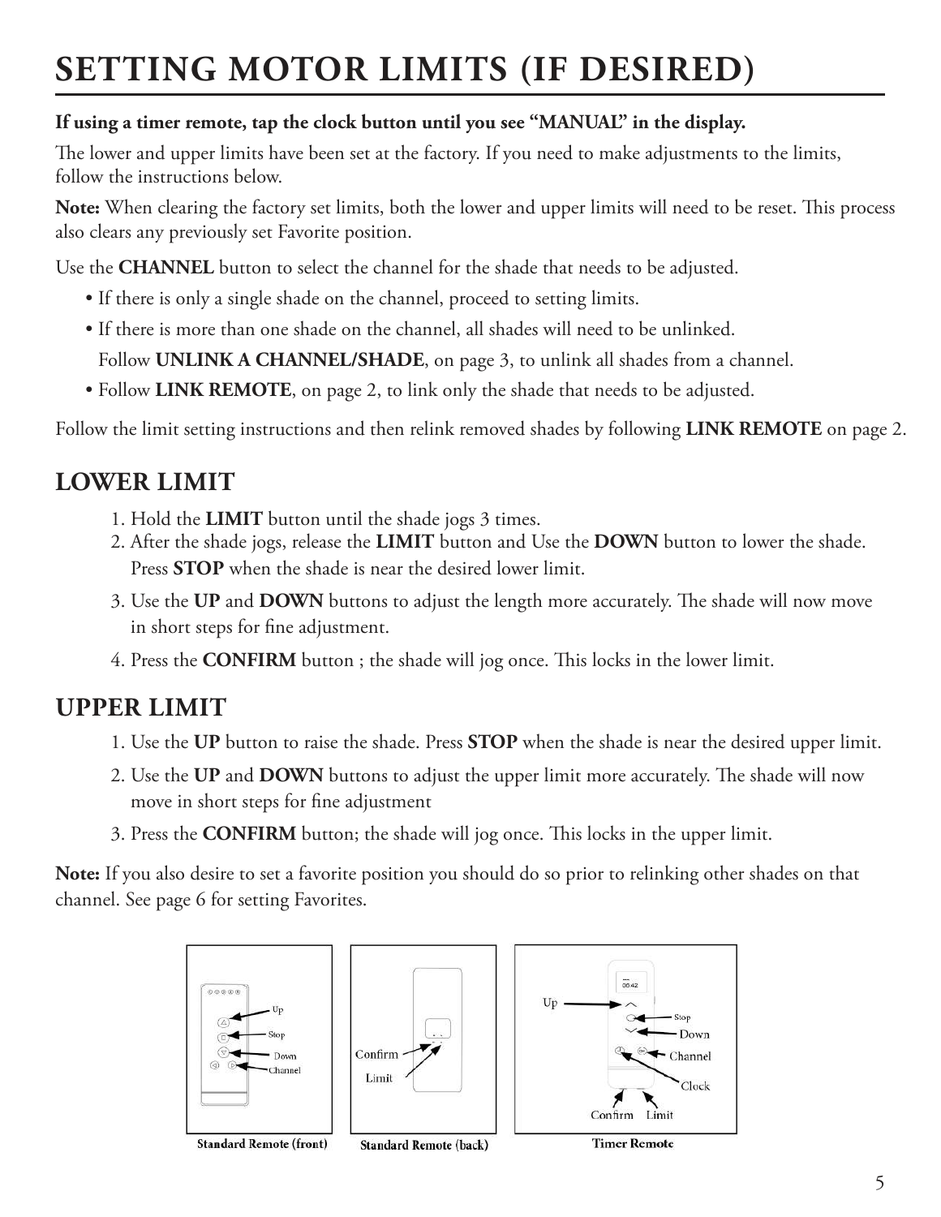# SETTING MOTOR LIMITS (IF DESIRED)

**If using a timer remote, tap the clock button until you see "MANUAL" in the display.**

The lower and upper limits have been set at the factory. If you need to make adjustments to the limits, follow the instructions below.

**Note:** When clearing the factory set limits, both the lower and upper limits will need to be reset. This process also clears any previously set Favorite position.

Use the **CHANNEL** button to select the channel for the shade that needs to be adjusted.

- If there is only a single shade on the channel, proceed to setting limits.
- If there is more than one shade on the channel, all shades will need to be unlinked.
  Follow **UNLINK A CHANNEL/SHADE**, on page 3, to unlink all shades from a channel.
- Follow **LINK REMOTE**, on page 2, to link only the shade that needs to be adjusted.

Follow the limit setting instructions and then relink removed shades by following **LINK REMOTE** on page 2.

## LOWER LIMIT

1. Hold the **LIMIT** button until the shade jogs 3 times.
2. After the shade jogs, release the **LIMIT** button and Use the **DOWN** button to lower the shade. Press **STOP** when the shade is near the desired lower limit.
3. Use the **UP** and **DOWN** buttons to adjust the length more accurately. The shade will now move in short steps for fine adjustment.
4. Press the **CONFIRM** button ; the shade will jog once. This locks in the lower limit.

## UPPER LIMIT

1. Use the **UP** button to raise the shade. Press **STOP** when the shade is near the desired upper limit.
2. Use the **UP** and **DOWN** buttons to adjust the upper limit more accurately. The shade will now move in short steps for fine adjustment
3. Press the **CONFIRM** button; the shade will jog once. This locks in the upper limit.

**Note:** If you also desire to set a favorite position you should do so prior to relinking other shades on that channel. See page 6 for setting Favorites.

**Standard Remote (front)** **Standard Remote (back)** **Timer Remote**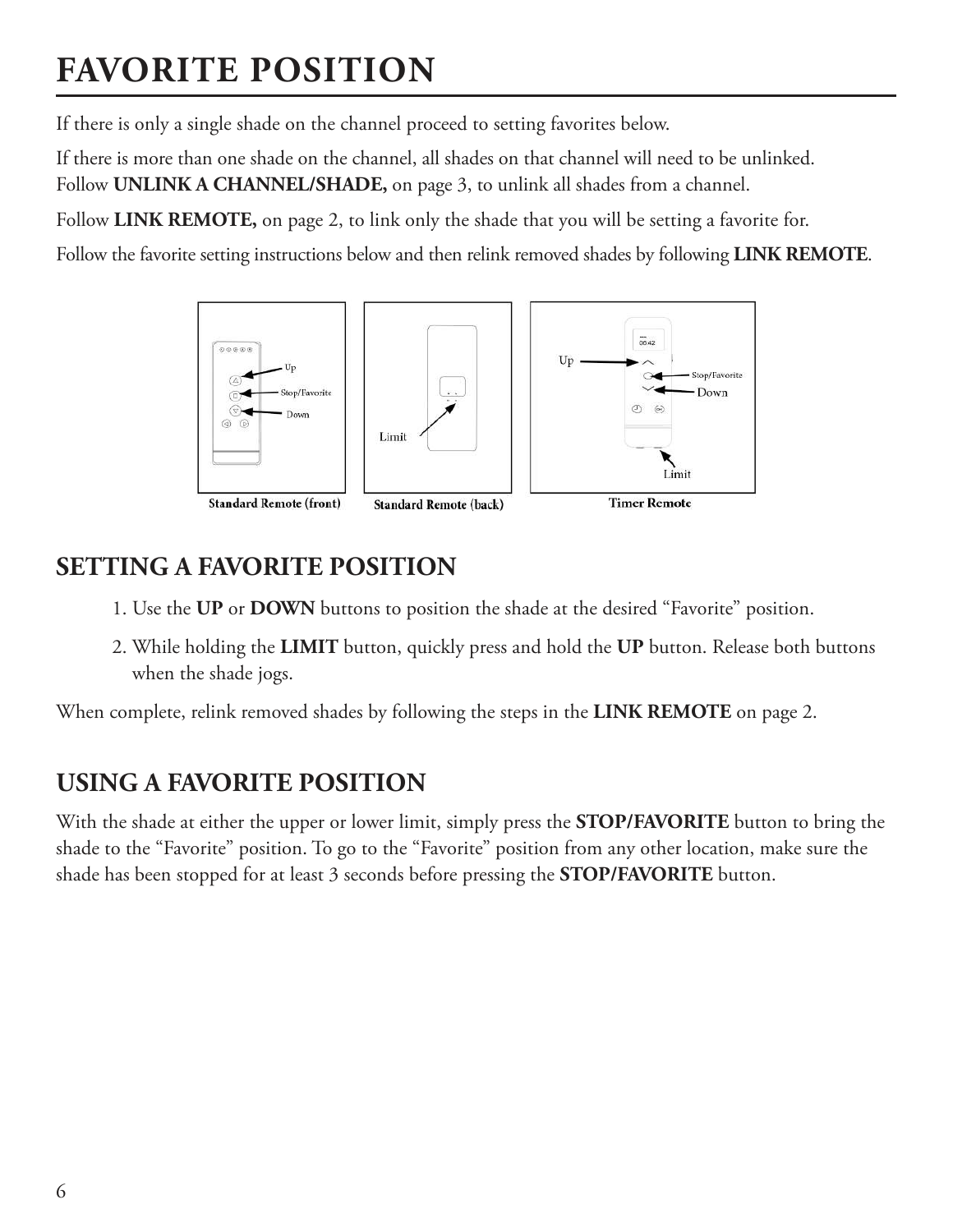# FAVORITE POSITION

If there is only a single shade on the channel proceed to setting favorites below.

If there is more than one shade on the channel, all shades on that channel will need to be unlinked. Follow **UNLINK A CHANNEL/SHADE,** on page 3, to unlink all shades from a channel.

Follow **LINK REMOTE,** on page 2, to link only the shade that you will be setting a favorite for.

Follow the favorite setting instructions below and then relink removed shades by following **LINK REMOTE**.

Standard Remote (front) Standard Remote (back) Timer Remote

## SETTING A FAVORITE POSITION

1. Use the **UP** or **DOWN** buttons to position the shade at the desired "Favorite" position.
2. While holding the **LIMIT** button, quickly press and hold the **UP** button. Release both buttons when the shade jogs.

When complete, relink removed shades by following the steps in the **LINK REMOTE** on page 2.

## USING A FAVORITE POSITION

With the shade at either the upper or lower limit, simply press the **STOP/FAVORITE** button to bring the shade to the "Favorite" position. To go to the "Favorite" position from any other location, make sure the shade has been stopped for at least 3 seconds before pressing the **STOP/FAVORITE** button.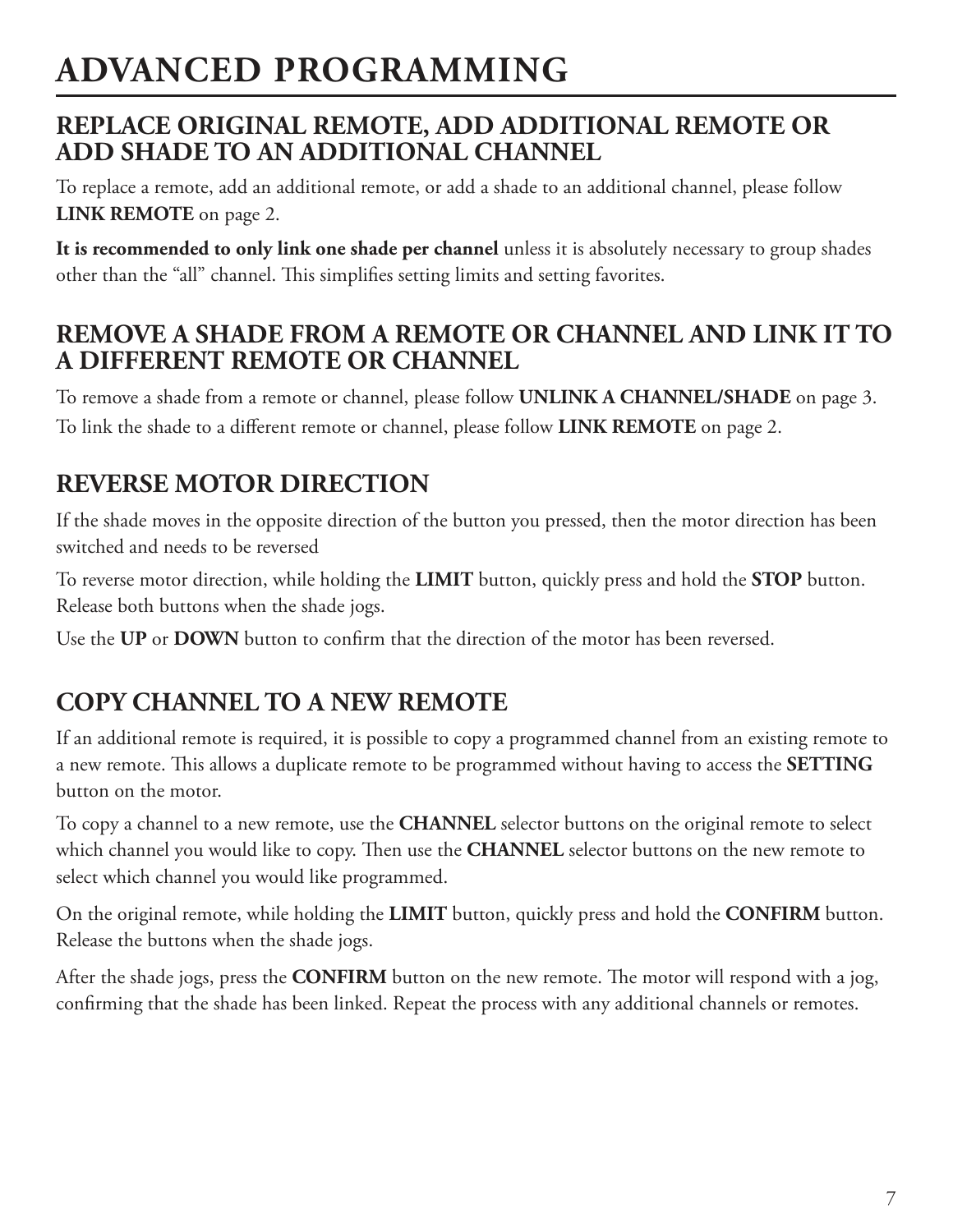# ADVANCED PROGRAMMING

## REPLACE ORIGINAL REMOTE, ADD ADDITIONAL REMOTE OR ADD SHADE TO AN ADDITIONAL CHANNEL

To replace a remote, add an additional remote, or add a shade to an additional channel, please follow **LINK REMOTE** on page 2.

**It is recommended to only link one shade per channel** unless it is absolutely necessary to group shades other than the "all" channel. This simplifies setting limits and setting favorites.

## REMOVE A SHADE FROM A REMOTE OR CHANNEL AND LINK IT TO A DIFFERENT REMOTE OR CHANNEL

To remove a shade from a remote or channel, please follow **UNLINK A CHANNEL/SHADE** on page 3.

To link the shade to a different remote or channel, please follow **LINK REMOTE** on page 2.

## REVERSE MOTOR DIRECTION

If the shade moves in the opposite direction of the button you pressed, then the motor direction has been switched and needs to be reversed

To reverse motor direction, while holding the **LIMIT** button, quickly press and hold the **STOP** button. Release both buttons when the shade jogs.

Use the **UP** or **DOWN** button to confirm that the direction of the motor has been reversed.

## COPY CHANNEL TO A NEW REMOTE

If an additional remote is required, it is possible to copy a programmed channel from an existing remote to a new remote. This allows a duplicate remote to be programmed without having to access the **SETTING** button on the motor.

To copy a channel to a new remote, use the **CHANNEL** selector buttons on the original remote to select which channel you would like to copy. Then use the **CHANNEL** selector buttons on the new remote to select which channel you would like programmed.

On the original remote, while holding the **LIMIT** button, quickly press and hold the **CONFIRM** button. Release the buttons when the shade jogs.

After the shade jogs, press the **CONFIRM** button on the new remote. The motor will respond with a jog, confirming that the shade has been linked. Repeat the process with any additional channels or remotes.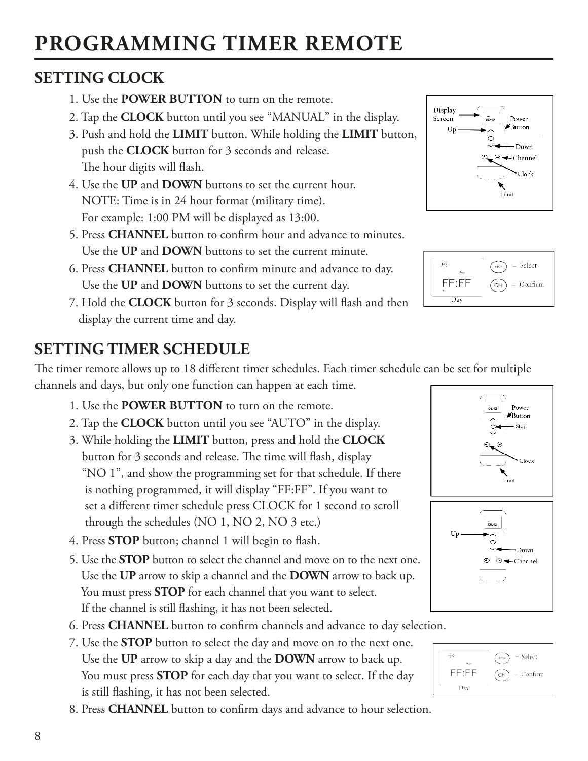# PROGRAMMING TIMER REMOTE

## SETTING CLOCK

1. Use the **POWER BUTTON** to turn on the remote.
2. Tap the **CLOCK** button until you see "MANUAL" in the display.
3. Push and hold the **LIMIT** button. While holding the **LIMIT** button, push the **CLOCK** button for 3 seconds and release. The hour digits will flash.
4. Use the **UP** and **DOWN** buttons to set the current hour.
   NOTE: Time is in 24 hour format (military time).
   For example: 1:00 PM will be displayed as 13:00.
5. Press **CHANNEL** button to confirm hour and advance to minutes. Use the **UP** and **DOWN** buttons to set the current minute.
6. Press **CHANNEL** button to confirm minute and advance to day. Use the **UP** and **DOWN** buttons to set the current day.
7. Hold the **CLOCK** button for 3 seconds. Display will flash and then display the current time and day.

## SETTING TIMER SCHEDULE

The timer remote allows up to 18 different timer schedules. Each timer schedule can be set for multiple channels and days, but only one function can happen at each time.

1. Use the **POWER BUTTON** to turn on the remote.
2. Tap the **CLOCK** button until you see "AUTO" in the display.
3. While holding the **LIMIT** button, press and hold the **CLOCK** button for 3 seconds and release. The time will flash, display "NO 1", and show the programming set for that schedule. If there is nothing programmed, it will display "FF:FF". If you want to set a different timer schedule press CLOCK for 1 second to scroll through the schedules (NO 1, NO 2, NO 3 etc.)
4. Press **STOP** button; channel 1 will begin to flash.
5. Use the **STOP** button to select the channel and move on to the next one. Use the **UP** arrow to skip a channel and the **DOWN** arrow to back up. You must press **STOP** for each channel that you want to select. If the channel is still flashing, it has not been selected.
6. Press **CHANNEL** button to confirm channels and advance to day selection.
7. Use the **STOP** button to select the day and move on to the next one. Use the **UP** arrow to skip a day and the **DOWN** arrow to back up. You must press **STOP** for each day that you want to select. If the day is still flashing, it has not been selected.
8. Press **CHANNEL** button to confirm days and advance to hour selection.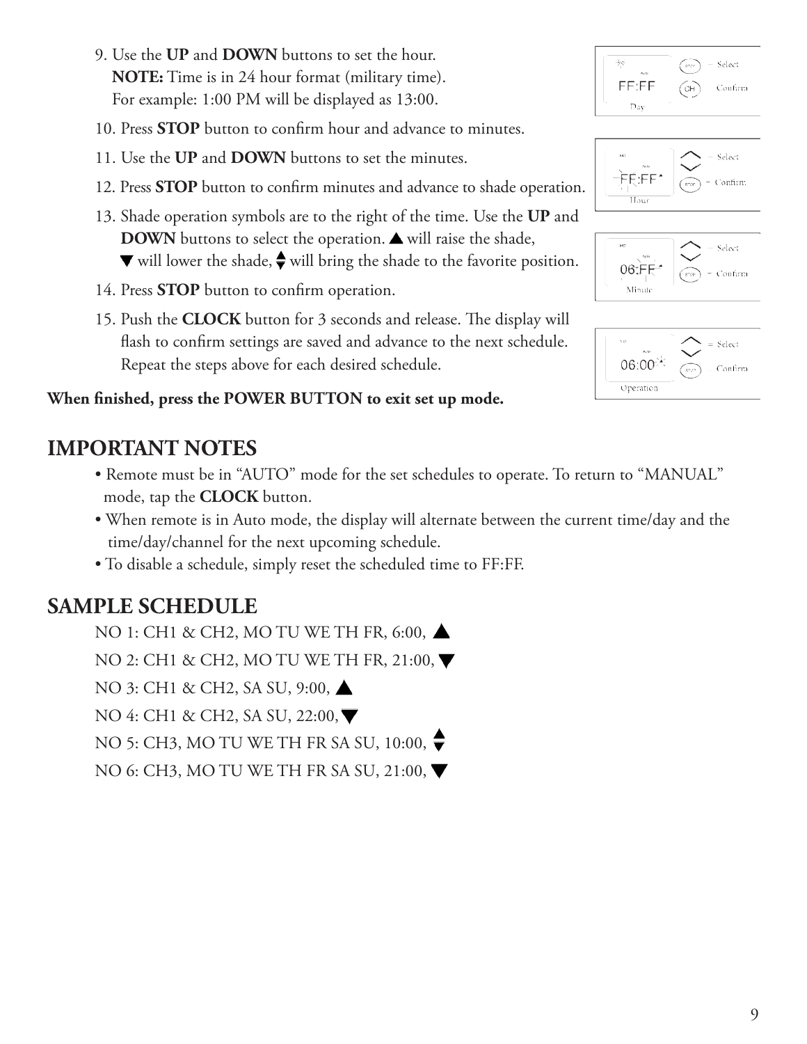9. Use the **UP** and **DOWN** buttons to set the hour.
   **NOTE:** Time is in 24 hour format (military time).
   For example: 1:00 PM will be displayed as 13:00.
10. Press **STOP** button to confirm hour and advance to minutes.
11. Use the **UP** and **DOWN** buttons to set the minutes.
12. Press **STOP** button to confirm minutes and advance to shade operation.
13. Shade operation symbols are to the right of the time. Use the **UP** and **DOWN** buttons to select the operation. ▲ will raise the shade, ▼ will lower the shade, ⬍ will bring the shade to the favorite position.
14. Press **STOP** button to confirm operation.
15. Push the **CLOCK** button for 3 seconds and release. The display will flash to confirm settings are saved and advance to the next schedule. Repeat the steps above for each desired schedule.

**When finished, press the POWER BUTTON to exit set up mode.**

## IMPORTANT NOTES

- Remote must be in "AUTO" mode for the set schedules to operate. To return to "MANUAL" mode, tap the **CLOCK** button.
- When remote is in Auto mode, the display will alternate between the current time/day and the time/day/channel for the next upcoming schedule.
- To disable a schedule, simply reset the scheduled time to FF:FF.

## SAMPLE SCHEDULE

NO 1: CH1 & CH2, MO TU WE TH FR, 6:00, ▲

NO 2: CH1 & CH2, MO TU WE TH FR, 21:00, ▼

NO 3: CH1 & CH2, SA SU, 9:00, ▲

NO 4: CH1 & CH2, SA SU, 22:00, ▼

NO 5: CH3, MO TU WE TH FR SA SU, 10:00, ⬍

NO 6: CH3, MO TU WE TH FR SA SU, 21:00, ▼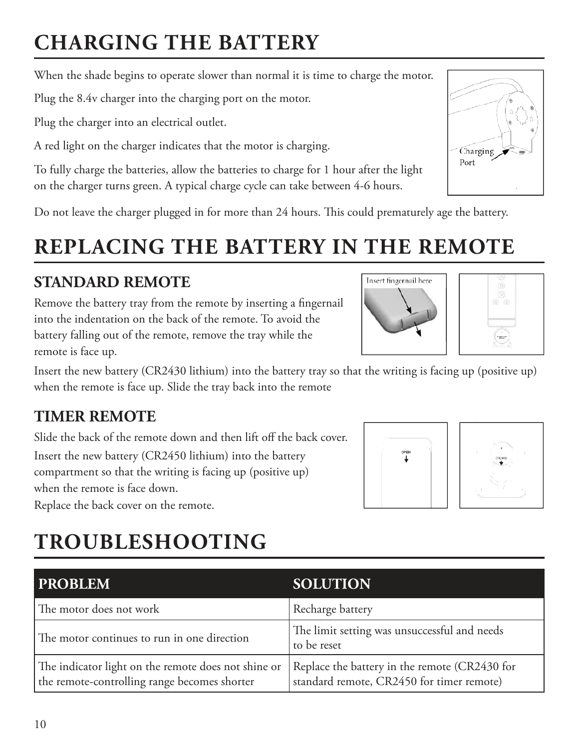# CHARGING THE BATTERY

When the shade begins to operate slower than normal it is time to charge the motor.

Plug the 8.4v charger into the charging port on the motor.

Plug the charger into an electrical outlet.

A red light on the charger indicates that the motor is charging.

To fully charge the batteries, allow the batteries to charge for 1 hour after the light on the charger turns green. A typical charge cycle can take between 4-6 hours.

Do not leave the charger plugged in for more than 24 hours. This could prematurely age the battery.

# REPLACING THE BATTERY IN THE REMOTE

## STANDARD REMOTE

Remove the battery tray from the remote by inserting a fingernail into the indentation on the back of the remote. To avoid the battery falling out of the remote, remove the tray while the remote is face up.

Insert the new battery (CR2430 lithium) into the battery tray so that the writing is facing up (positive up) when the remote is face up. Slide the tray back into the remote

## TIMER REMOTE

Slide the back of the remote down and then lift off the back cover.

Insert the new battery (CR2450 lithium) into the battery compartment so that the writing is facing up (positive up) when the remote is face down.

Replace the back cover on the remote.

# TROUBLESHOOTING

| PROBLEM | SOLUTION |
|---|---|
| The motor does not work | Recharge battery |
| The motor continues to run in one direction | The limit setting was unsuccessful and needs to be reset |
| The indicator light on the remote does not shine or the remote-controlling range becomes shorter | Replace the battery in the remote (CR2430 for standard remote, CR2450 for timer remote) |